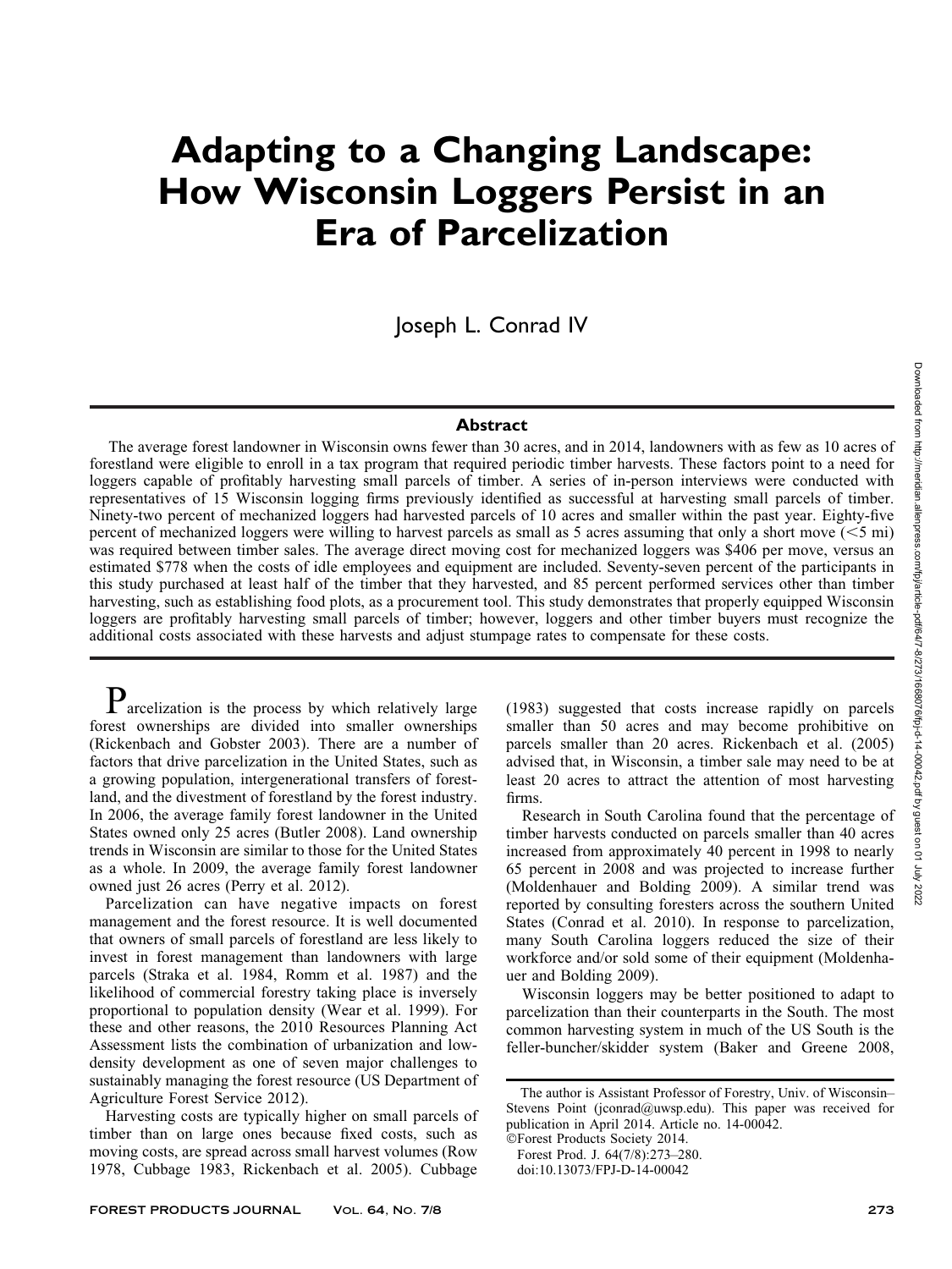# Adapting to a Changing Landscape: How Wisconsin Loggers Persist in an Era of Parcelization

Joseph L. Conrad IV

## Abstract

The average forest landowner in Wisconsin owns fewer than 30 acres, and in 2014, landowners with as few as 10 acres of forestland were eligible to enroll in a tax program that required periodic timber harvests. These factors point to a need for loggers capable of profitably harvesting small parcels of timber. A series of in-person interviews were conducted with representatives of 15 Wisconsin logging firms previously identified as successful at harvesting small parcels of timber. Ninety-two percent of mechanized loggers had harvested parcels of 10 acres and smaller within the past year. Eighty-five percent of mechanized loggers were willing to harvest parcels as small as 5 acres assuming that only a short move (<5 mi) was required between timber sales. The average direct moving cost for mechanized loggers was $406 per move, versus an estimated $778 when the costs of idle employees and equipment are included. Seventy-seven percent of the participants in this study purchased at least half of the timber that they harvested, and 85 percent performed services other than timber harvesting, such as establishing food plots, as a procurement tool. This study demonstrates that properly equipped Wisconsin loggers are profitably harvesting small parcels of timber; however, loggers and other timber buyers must recognize the additional costs associated with these harvests and adjust stumpage rates to compensate for these costs.

Parcelization is the process by which relatively large forest ownerships are divided into smaller ownerships (Rickenbach and Gobster 2003). There are a number of factors that drive parcelization in the United States, such as a growing population, intergenerational transfers of forestland, and the divestment of forestland by the forest industry. In 2006, the average family forest landowner in the United States owned only 25 acres (Butler 2008). Land ownership trends in Wisconsin are similar to those for the United States as a whole. In 2009, the average family forest landowner owned just 26 acres (Perry et al. 2012).

Parcelization can have negative impacts on forest management and the forest resource. It is well documented that owners of small parcels of forestland are less likely to invest in forest management than landowners with large parcels (Straka et al. 1984, Romm et al. 1987) and the likelihood of commercial forestry taking place is inversely proportional to population density (Wear et al. 1999). For these and other reasons, the 2010 Resources Planning Act Assessment lists the combination of urbanization and low-density development as one of seven major challenges to sustainably managing the forest resource (US Department of Agriculture Forest Service 2012).

Harvesting costs are typically higher on small parcels of timber than on large ones because fixed costs, such as moving costs, are spread across small harvest volumes (Row 1978, Cubbage 1983, Rickenbach et al. 2005). Cubbage (1983) suggested that costs increase rapidly on parcels smaller than 50 acres and may become prohibitive on parcels smaller than 20 acres. Rickenbach et al. (2005) advised that, in Wisconsin, a timber sale may need to be at least 20 acres to attract the attention of most harvesting firms.

Research in South Carolina found that the percentage of timber harvests conducted on parcels smaller than 40 acres increased from approximately 40 percent in 1998 to nearly 65 percent in 2008 and was projected to increase further (Moldenhauer and Bolding 2009). A similar trend was reported by consulting foresters across the southern United States (Conrad et al. 2010). In response to parcelization, many South Carolina loggers reduced the size of their workforce and/or sold some of their equipment (Moldenhauer and Bolding 2009).

Wisconsin loggers may be better positioned to adapt to parcelization than their counterparts in the South. The most common harvesting system in much of the US South is the feller-buncher/skidder system (Baker and Greene 2008,

The author is Assistant Professor of Forestry, Univ. of Wisconsin–Stevens Point (jconrad@uwsp.edu). This paper was received for publication in April 2014. Article no. 14-00042.
©Forest Products Society 2014.
Forest Prod. J. 64(7/8):273–280.
doi:10.13073/FPJ-D-14-00042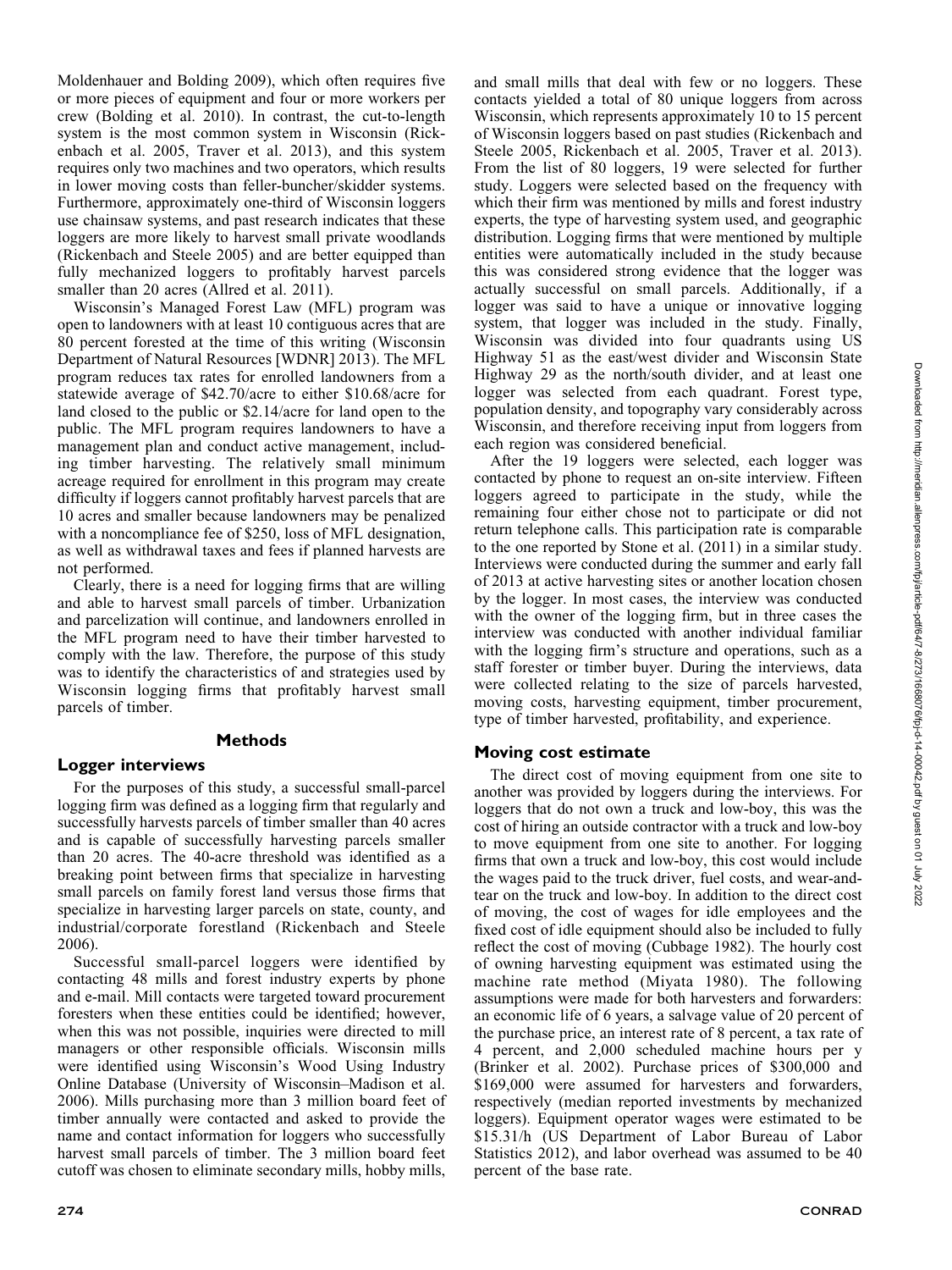Moldenhauer and Bolding 2009), which often requires five or more pieces of equipment and four or more workers per crew (Bolding et al. 2010). In contrast, the cut-to-length system is the most common system in Wisconsin (Rickenbach et al. 2005, Traver et al. 2013), and this system requires only two machines and two operators, which results in lower moving costs than feller-buncher/skidder systems. Furthermore, approximately one-third of Wisconsin loggers use chainsaw systems, and past research indicates that these loggers are more likely to harvest small private woodlands (Rickenbach and Steele 2005) and are better equipped than fully mechanized loggers to profitably harvest parcels smaller than 20 acres (Allred et al. 2011).

Wisconsin's Managed Forest Law (MFL) program was open to landowners with at least 10 contiguous acres that are 80 percent forested at the time of this writing (Wisconsin Department of Natural Resources [WDNR] 2013). The MFL program reduces tax rates for enrolled landowners from a statewide average of $42.70/acre to either $10.68/acre for land closed to the public or $2.14/acre for land open to the public. The MFL program requires landowners to have a management plan and conduct active management, including timber harvesting. The relatively small minimum acreage required for enrollment in this program may create difficulty if loggers cannot profitably harvest parcels that are 10 acres and smaller because landowners may be penalized with a noncompliance fee of $250, loss of MFL designation, as well as withdrawal taxes and fees if planned harvests are not performed.

Clearly, there is a need for logging firms that are willing and able to harvest small parcels of timber. Urbanization and parcelization will continue, and landowners enrolled in the MFL program need to have their timber harvested to comply with the law. Therefore, the purpose of this study was to identify the characteristics of and strategies used by Wisconsin logging firms that profitably harvest small parcels of timber.

## Methods

### Logger interviews

For the purposes of this study, a successful small-parcel logging firm was defined as a logging firm that regularly and successfully harvests parcels of timber smaller than 40 acres and is capable of successfully harvesting parcels smaller than 20 acres. The 40-acre threshold was identified as a breaking point between firms that specialize in harvesting small parcels on family forest land versus those firms that specialize in harvesting larger parcels on state, county, and industrial/corporate forestland (Rickenbach and Steele 2006).

Successful small-parcel loggers were identified by contacting 48 mills and forest industry experts by phone and e-mail. Mill contacts were targeted toward procurement foresters when these entities could be identified; however, when this was not possible, inquiries were directed to mill managers or other responsible officials. Wisconsin mills were identified using Wisconsin's Wood Using Industry Online Database (University of Wisconsin–Madison et al. 2006). Mills purchasing more than 3 million board feet of timber annually were contacted and asked to provide the name and contact information for loggers who successfully harvest small parcels of timber. The 3 million board feet cutoff was chosen to eliminate secondary mills, hobby mills, and small mills that deal with few or no loggers. These contacts yielded a total of 80 unique loggers from across Wisconsin, which represents approximately 10 to 15 percent of Wisconsin loggers based on past studies (Rickenbach and Steele 2005, Rickenbach et al. 2005, Traver et al. 2013). From the list of 80 loggers, 19 were selected for further study. Loggers were selected based on the frequency with which their firm was mentioned by mills and forest industry experts, the type of harvesting system used, and geographic distribution. Logging firms that were mentioned by multiple entities were automatically included in the study because this was considered strong evidence that the logger was actually successful on small parcels. Additionally, if a logger was said to have a unique or innovative logging system, that logger was included in the study. Finally, Wisconsin was divided into four quadrants using US Highway 51 as the east/west divider and Wisconsin State Highway 29 as the north/south divider, and at least one logger was selected from each quadrant. Forest type, population density, and topography vary considerably across Wisconsin, and therefore receiving input from loggers from each region was considered beneficial.

After the 19 loggers were selected, each logger was contacted by phone to request an on-site interview. Fifteen loggers agreed to participate in the study, while the remaining four either chose not to participate or did not return telephone calls. This participation rate is comparable to the one reported by Stone et al. (2011) in a similar study. Interviews were conducted during the summer and early fall of 2013 at active harvesting sites or another location chosen by the logger. In most cases, the interview was conducted with the owner of the logging firm, but in three cases the interview was conducted with another individual familiar with the logging firm's structure and operations, such as a staff forester or timber buyer. During the interviews, data were collected relating to the size of parcels harvested, moving costs, harvesting equipment, timber procurement, type of timber harvested, profitability, and experience.

### Moving cost estimate

The direct cost of moving equipment from one site to another was provided by loggers during the interviews. For loggers that do not own a truck and low-boy, this was the cost of hiring an outside contractor with a truck and low-boy to move equipment from one site to another. For logging firms that own a truck and low-boy, this cost would include the wages paid to the truck driver, fuel costs, and wear-and-tear on the truck and low-boy. In addition to the direct cost of moving, the cost of wages for idle employees and the fixed cost of idle equipment should also be included to fully reflect the cost of moving (Cubbage 1982). The hourly cost of owning harvesting equipment was estimated using the machine rate method (Miyata 1980). The following assumptions were made for both harvesters and forwarders: an economic life of 6 years, a salvage value of 20 percent of the purchase price, an interest rate of 8 percent, a tax rate of 4 percent, and 2,000 scheduled machine hours per y (Brinker et al. 2002). Purchase prices of $300,000 and $169,000 were assumed for harvesters and forwarders, respectively (median reported investments by mechanized loggers). Equipment operator wages were estimated to be $15.31/h (US Department of Labor Bureau of Labor Statistics 2012), and labor overhead was assumed to be 40 percent of the base rate.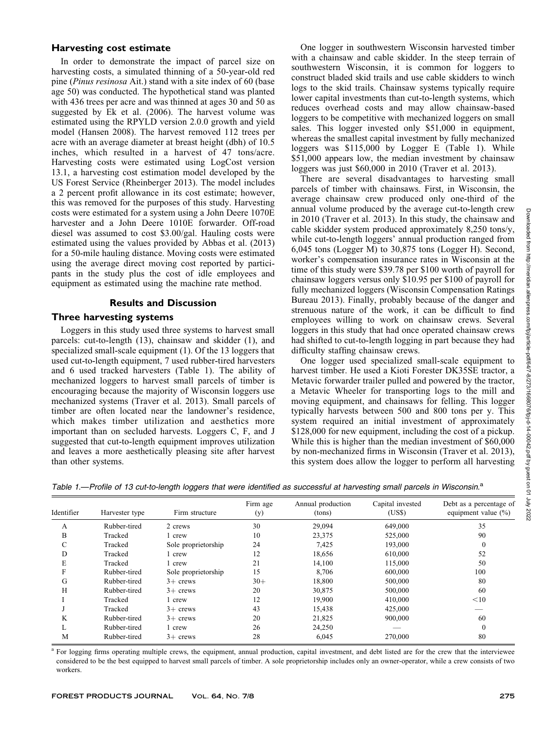### Harvesting cost estimate

In order to demonstrate the impact of parcel size on harvesting costs, a simulated thinning of a 50-year-old red pine (*Pinus resinosa* Ait.) stand with a site index of 60 (base age 50) was conducted. The hypothetical stand was planted with 436 trees per acre and was thinned at ages 30 and 50 as suggested by Ek et al. (2006). The harvest volume was estimated using the RPYLD version 2.0.0 growth and yield model (Hansen 2008). The harvest removed 112 trees per acre with an average diameter at breast height (dbh) of 10.5 inches, which resulted in a harvest of 47 tons/acre. Harvesting costs were estimated using LogCost version 13.1, a harvesting cost estimation model developed by the US Forest Service (Rheinberger 2013). The model includes a 2 percent profit allowance in its cost estimate; however, this was removed for the purposes of this study. Harvesting costs were estimated for a system using a John Deere 1070E harvester and a John Deere 1010E forwarder. Off-road diesel was assumed to cost \$3.00/gal. Hauling costs were estimated using the values provided by Abbas et al. (2013) for a 50-mile hauling distance. Moving costs were estimated using the average direct moving cost reported by participants in the study plus the cost of idle employees and equipment as estimated using the machine rate method.

## Results and Discussion

### Three harvesting systems

Loggers in this study used three systems to harvest small parcels: cut-to-length (13), chainsaw and skidder (1), and specialized small-scale equipment (1). Of the 13 loggers that used cut-to-length equipment, 7 used rubber-tired harvesters and 6 used tracked harvesters (Table 1). The ability of mechanized loggers to harvest small parcels of timber is encouraging because the majority of Wisconsin loggers use mechanized systems (Traver et al. 2013). Small parcels of timber are often located near the landowner's residence, which makes timber utilization and aesthetics more important than on secluded harvests. Loggers C, F, and J suggested that cut-to-length equipment improves utilization and leaves a more aesthetically pleasing site after harvest than other systems.

One logger in southwestern Wisconsin harvested timber with a chainsaw and cable skidder. In the steep terrain of southwestern Wisconsin, it is common for loggers to construct bladed skid trails and use cable skidders to winch logs to the skid trails. Chainsaw systems typically require lower capital investments than cut-to-length systems, which reduces overhead costs and may allow chainsaw-based loggers to be competitive with mechanized loggers on small sales. This logger invested only \$51,000 in equipment, whereas the smallest capital investment by fully mechanized loggers was \$115,000 by Logger E (Table 1). While \$51,000 appears low, the median investment by chainsaw loggers was just \$60,000 in 2010 (Traver et al. 2013).

There are several disadvantages to harvesting small parcels of timber with chainsaws. First, in Wisconsin, the average chainsaw crew produced only one-third of the annual volume produced by the average cut-to-length crew in 2010 (Traver et al. 2013). In this study, the chainsaw and cable skidder system produced approximately 8,250 tons/y, while cut-to-length loggers' annual production ranged from 6,045 tons (Logger M) to 30,875 tons (Logger H). Second, worker's compensation insurance rates in Wisconsin at the time of this study were \$39.78 per \$100 worth of payroll for chainsaw loggers versus only \$10.95 per \$100 of payroll for fully mechanized loggers (Wisconsin Compensation Ratings Bureau 2013). Finally, probably because of the danger and strenuous nature of the work, it can be difficult to find employees willing to work on chainsaw crews. Several loggers in this study that had once operated chainsaw crews had shifted to cut-to-length logging in part because they had difficulty staffing chainsaw crews.

One logger used specialized small-scale equipment to harvest timber. He used a Kioti Forester DK35SE tractor, a Metavic forwarder trailer pulled and powered by the tractor, a Metavic Wheeler for transporting logs to the mill and moving equipment, and chainsaws for felling. This logger typically harvests between 500 and 800 tons per y. This system required an initial investment of approximately \$128,000 for new equipment, including the cost of a pickup. While this is higher than the median investment of \$60,000 by non-mechanized firms in Wisconsin (Traver et al. 2013), this system does allow the logger to perform all harvesting

Table 1.—Profile of 13 cut-to-length loggers that were identified as successful at harvesting small parcels in Wisconsin.[a]

| Identifier | Harvester type | Firm structure | Firm age (y) | Annual production (tons) | Capital invested (US\$) | Debt as a percentage of equipment value (%) |
|---|---|---|---|---|---|---|
| A | Rubber-tired | 2 crews | 30 | 29,094 | 649,000 | 35 |
| B | Tracked | 1 crew | 10 | 23,375 | 525,000 | 90 |
| C | Tracked | Sole proprietorship | 24 | 7,425 | 193,000 | 0 |
| D | Tracked | 1 crew | 12 | 18,656 | 610,000 | 52 |
| E | Tracked | 1 crew | 21 | 14,100 | 115,000 | 50 |
| F | Rubber-tired | Sole proprietorship | 15 | 8,706 | 600,000 | 100 |
| G | Rubber-tired | 3+ crews | 30+ | 18,800 | 500,000 | 80 |
| H | Rubber-tired | 3+ crews | 20 | 30,875 | 500,000 | 60 |
| I | Tracked | 1 crew | 12 | 19,900 | 410,000 | <10 |
| J | Tracked | 3+ crews | 43 | 15,438 | 425,000 | — |
| K | Rubber-tired | 3+ crews | 20 | 21,825 | 900,000 | 60 |
| L | Rubber-tired | 1 crew | 26 | 24,250 | — | 0 |
| M | Rubber-tired | 3+ crews | 28 | 6,045 | 270,000 | 80 |

[a] For logging firms operating multiple crews, the equipment, annual production, capital investment, and debt listed are for the crew that the interviewee considered to be the best equipped to harvest small parcels of timber. A sole proprietorship includes only an owner-operator, while a crew consists of two workers.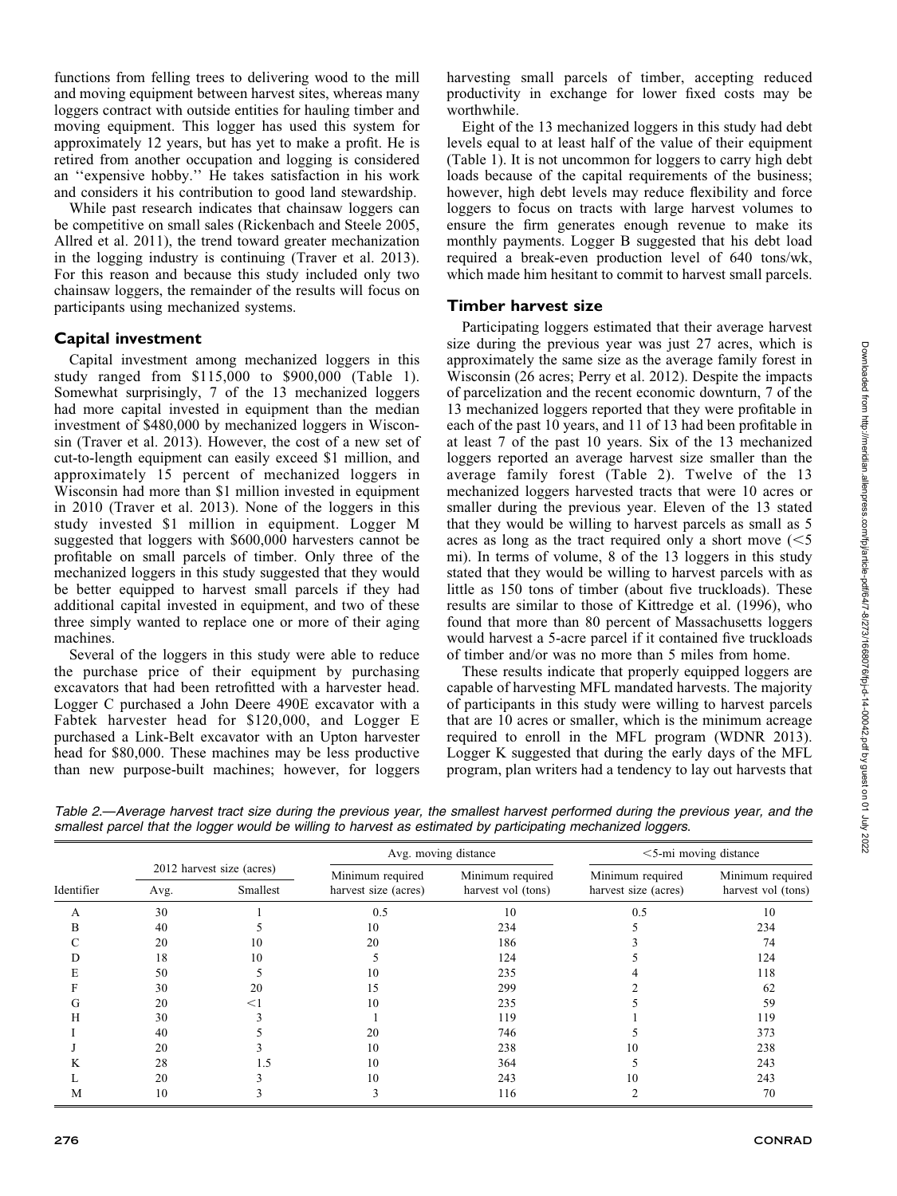functions from felling trees to delivering wood to the mill and moving equipment between harvest sites, whereas many loggers contract with outside entities for hauling timber and moving equipment. This logger has used this system for approximately 12 years, but has yet to make a profit. He is retired from another occupation and logging is considered an ''expensive hobby.'' He takes satisfaction in his work and considers it his contribution to good land stewardship.

While past research indicates that chainsaw loggers can be competitive on small sales (Rickenbach and Steele 2005, Allred et al. 2011), the trend toward greater mechanization in the logging industry is continuing (Traver et al. 2013). For this reason and because this study included only two chainsaw loggers, the remainder of the results will focus on participants using mechanized systems.

## Capital investment

Capital investment among mechanized loggers in this study ranged from $115,000 to $900,000 (Table 1). Somewhat surprisingly, 7 of the 13 mechanized loggers had more capital invested in equipment than the median investment of $480,000 by mechanized loggers in Wisconsin (Traver et al. 2013). However, the cost of a new set of cut-to-length equipment can easily exceed $1 million, and approximately 15 percent of mechanized loggers in Wisconsin had more than $1 million invested in equipment in 2010 (Traver et al. 2013). None of the loggers in this study invested $1 million in equipment. Logger M suggested that loggers with $600,000 harvesters cannot be profitable on small parcels of timber. Only three of the mechanized loggers in this study suggested that they would be better equipped to harvest small parcels if they had additional capital invested in equipment, and two of these three simply wanted to replace one or more of their aging machines.

Several of the loggers in this study were able to reduce the purchase price of their equipment by purchasing excavators that had been retrofitted with a harvester head. Logger C purchased a John Deere 490E excavator with a Fabtek harvester head for $120,000, and Logger E purchased a Link-Belt excavator with an Upton harvester head for $80,000. These machines may be less productive than new purpose-built machines; however, for loggers harvesting small parcels of timber, accepting reduced productivity in exchange for lower fixed costs may be worthwhile.

Eight of the 13 mechanized loggers in this study had debt levels equal to at least half of the value of their equipment (Table 1). It is not uncommon for loggers to carry high debt loads because of the capital requirements of the business; however, high debt levels may reduce flexibility and force loggers to focus on tracts with large harvest volumes to ensure the firm generates enough revenue to make its monthly payments. Logger B suggested that his debt load required a break-even production level of 640 tons/wk, which made him hesitant to commit to harvest small parcels.

## Timber harvest size

Participating loggers estimated that their average harvest size during the previous year was just 27 acres, which is approximately the same size as the average family forest in Wisconsin (26 acres; Perry et al. 2012). Despite the impacts of parcelization and the recent economic downturn, 7 of the 13 mechanized loggers reported that they were profitable in each of the past 10 years, and 11 of 13 had been profitable in at least 7 of the past 10 years. Six of the 13 mechanized loggers reported an average harvest size smaller than the average family forest (Table 2). Twelve of the 13 mechanized loggers harvested tracts that were 10 acres or smaller during the previous year. Eleven of the 13 stated that they would be willing to harvest parcels as small as 5 acres as long as the tract required only a short move (<5 mi). In terms of volume, 8 of the 13 loggers in this study stated that they would be willing to harvest parcels with as little as 150 tons of timber (about five truckloads). These results are similar to those of Kittredge et al. (1996), who found that more than 80 percent of Massachusetts loggers would harvest a 5-acre parcel if it contained five truckloads of timber and/or was no more than 5 miles from home.

These results indicate that properly equipped loggers are capable of harvesting MFL mandated harvests. The majority of participants in this study were willing to harvest parcels that are 10 acres or smaller, which is the minimum acreage required to enroll in the MFL program (WDNR 2013). Logger K suggested that during the early days of the MFL program, plan writers had a tendency to lay out harvests that

*Table 2.—Average harvest tract size during the previous year, the smallest harvest performed during the previous year, and the smallest parcel that the logger would be willing to harvest as estimated by participating mechanized loggers.*

| Identifier | 2012 harvest size (acres) | | Avg. moving distance | | <5-mi moving distance | |
|---|---|---|---|---|---|---|
| | Avg. | Smallest | Minimum required harvest size (acres) | Minimum required harvest vol (tons) | Minimum required harvest size (acres) | Minimum required harvest vol (tons) |
| A | 30 | 1 | 0.5 | 10 | 0.5 | 10 |
| B | 40 | 5 | 10 | 234 | 5 | 234 |
| C | 20 | 10 | 20 | 186 | 3 | 74 |
| D | 18 | 10 | 5 | 124 | 5 | 124 |
| E | 50 | 5 | 10 | 235 | 4 | 118 |
| F | 30 | 20 | 15 | 299 | 2 | 62 |
| G | 20 | <1 | 10 | 235 | 5 | 59 |
| H | 30 | 3 | 1 | 119 | 1 | 119 |
| I | 40 | 5 | 20 | 746 | 5 | 373 |
| J | 20 | 3 | 10 | 238 | 10 | 238 |
| K | 28 | 1.5 | 10 | 364 | 5 | 243 |
| L | 20 | 3 | 10 | 243 | 10 | 243 |
| M | 10 | 3 | 3 | 116 | 2 | 70 |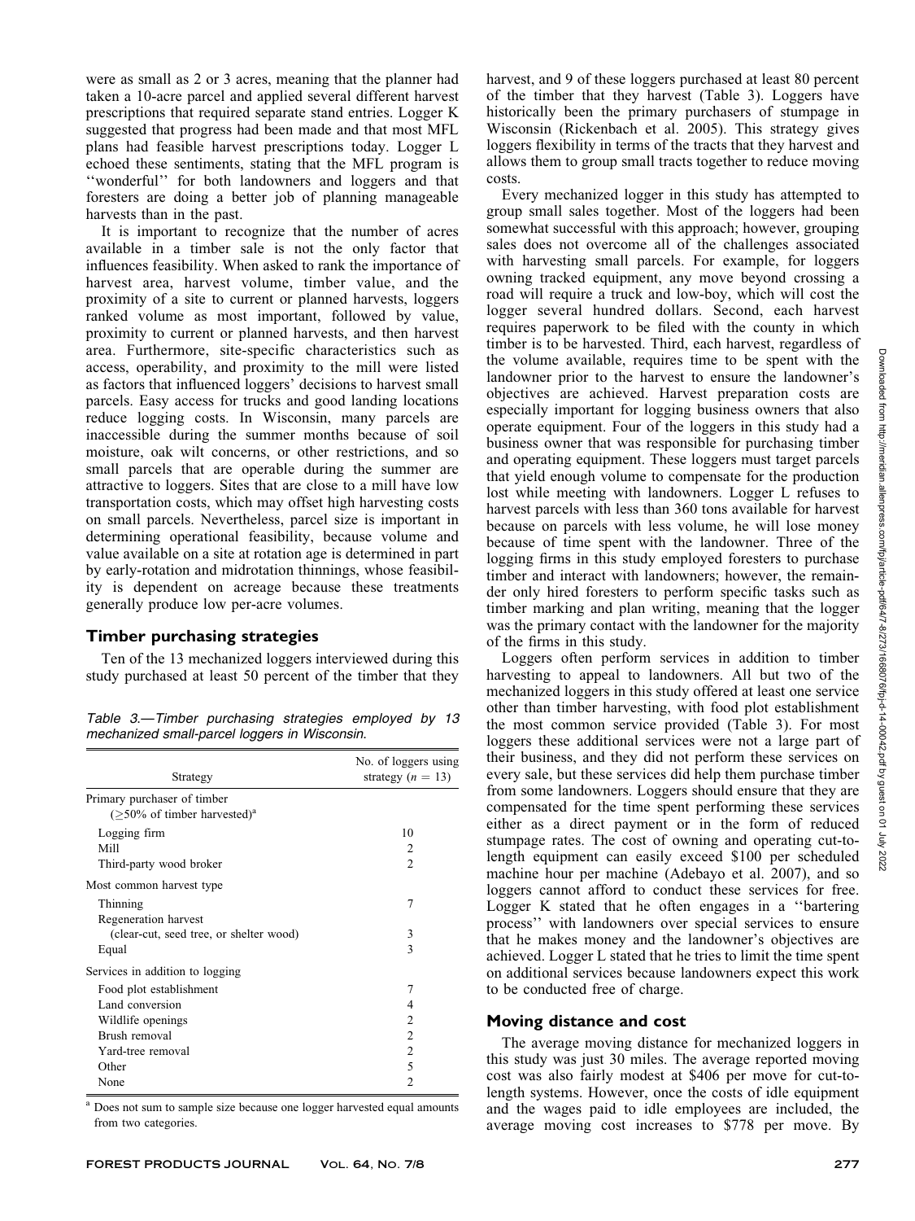were as small as 2 or 3 acres, meaning that the planner had taken a 10-acre parcel and applied several different harvest prescriptions that required separate stand entries. Logger K suggested that progress had been made and that most MFL plans had feasible harvest prescriptions today. Logger L echoed these sentiments, stating that the MFL program is ''wonderful'' for both landowners and loggers and that foresters are doing a better job of planning manageable harvests than in the past.

It is important to recognize that the number of acres available in a timber sale is not the only factor that influences feasibility. When asked to rank the importance of harvest area, harvest volume, timber value, and the proximity of a site to current or planned harvests, loggers ranked volume as most important, followed by value, proximity to current or planned harvests, and then harvest area. Furthermore, site-specific characteristics such as access, operability, and proximity to the mill were listed as factors that influenced loggers' decisions to harvest small parcels. Easy access for trucks and good landing locations reduce logging costs. In Wisconsin, many parcels are inaccessible during the summer months because of soil moisture, oak wilt concerns, or other restrictions, and so small parcels that are operable during the summer are attractive to loggers. Sites that are close to a mill have low transportation costs, which may offset high harvesting costs on small parcels. Nevertheless, parcel size is important in determining operational feasibility, because volume and value available on a site at rotation age is determined in part by early-rotation and midrotation thinnings, whose feasibility is dependent on acreage because these treatments generally produce low per-acre volumes.

## Timber purchasing strategies

Ten of the 13 mechanized loggers interviewed during this study purchased at least 50 percent of the timber that they harvest, and 9 of these loggers purchased at least 80 percent of the timber that they harvest (Table 3). Loggers have historically been the primary purchasers of stumpage in Wisconsin (Rickenbach et al. 2005). This strategy gives loggers flexibility in terms of the tracts that they harvest and allows them to group small tracts together to reduce moving costs.

Table 3.—Timber purchasing strategies employed by 13 mechanized small-parcel loggers in Wisconsin.

| Strategy | No. of loggers using strategy ($n$ = 13) |
|---|---|
| Primary purchaser of timber (≥50% of timber harvested)[a] | |
| Logging firm | 10 |
| Mill | 2 |
| Third-party wood broker | 2 |
| Most common harvest type | |
| Thinning | 7 |
| Regeneration harvest (clear-cut, seed tree, or shelter wood) | 3 |
| Equal | 3 |
| Services in addition to logging | |
| Food plot establishment | 7 |
| Land conversion | 4 |
| Wildlife openings | 2 |
| Brush removal | 2 |
| Yard-tree removal | 2 |
| Other | 5 |
| None | 2 |

[a] Does not sum to sample size because one logger harvested equal amounts from two categories.

Every mechanized logger in this study has attempted to group small sales together. Most of the loggers had been somewhat successful with this approach; however, grouping sales does not overcome all of the challenges associated with harvesting small parcels. For example, for loggers owning tracked equipment, any move beyond crossing a road will require a truck and low-boy, which will cost the logger several hundred dollars. Second, each harvest requires paperwork to be filed with the county in which timber is to be harvested. Third, each harvest, regardless of the volume available, requires time to be spent with the landowner prior to the harvest to ensure the landowner's objectives are achieved. Harvest preparation costs are especially important for logging business owners that also operate equipment. Four of the loggers in this study had a business owner that was responsible for purchasing timber and operating equipment. These loggers must target parcels that yield enough volume to compensate for the production lost while meeting with landowners. Logger L refuses to harvest parcels with less than 360 tons available for harvest because on parcels with less volume, he will lose money because of time spent with the landowner. Three of the logging firms in this study employed foresters to purchase timber and interact with landowners; however, the remainder only hired foresters to perform specific tasks such as timber marking and plan writing, meaning that the logger was the primary contact with the landowner for the majority of the firms in this study.

Loggers often perform services in addition to timber harvesting to appeal to landowners. All but two of the mechanized loggers in this study offered at least one service other than timber harvesting, with food plot establishment the most common service provided (Table 3). For most loggers these additional services were not a large part of their business, and they did not perform these services on every sale, but these services did help them purchase timber from some landowners. Loggers should ensure that they are compensated for the time spent performing these services either as a direct payment or in the form of reduced stumpage rates. The cost of owning and operating cut-to-length equipment can easily exceed \$100 per scheduled machine hour per machine (Adebayo et al. 2007), and so loggers cannot afford to conduct these services for free. Logger K stated that he often engages in a ''bartering process'' with landowners over special services to ensure that he makes money and the landowner's objectives are achieved. Logger L stated that he tries to limit the time spent on additional services because landowners expect this work to be conducted free of charge.

## Moving distance and cost

The average moving distance for mechanized loggers in this study was just 30 miles. The average reported moving cost was also fairly modest at \$406 per move for cut-to-length systems. However, once the costs of idle equipment and the wages paid to idle employees are included, the average moving cost increases to \$778 per move. By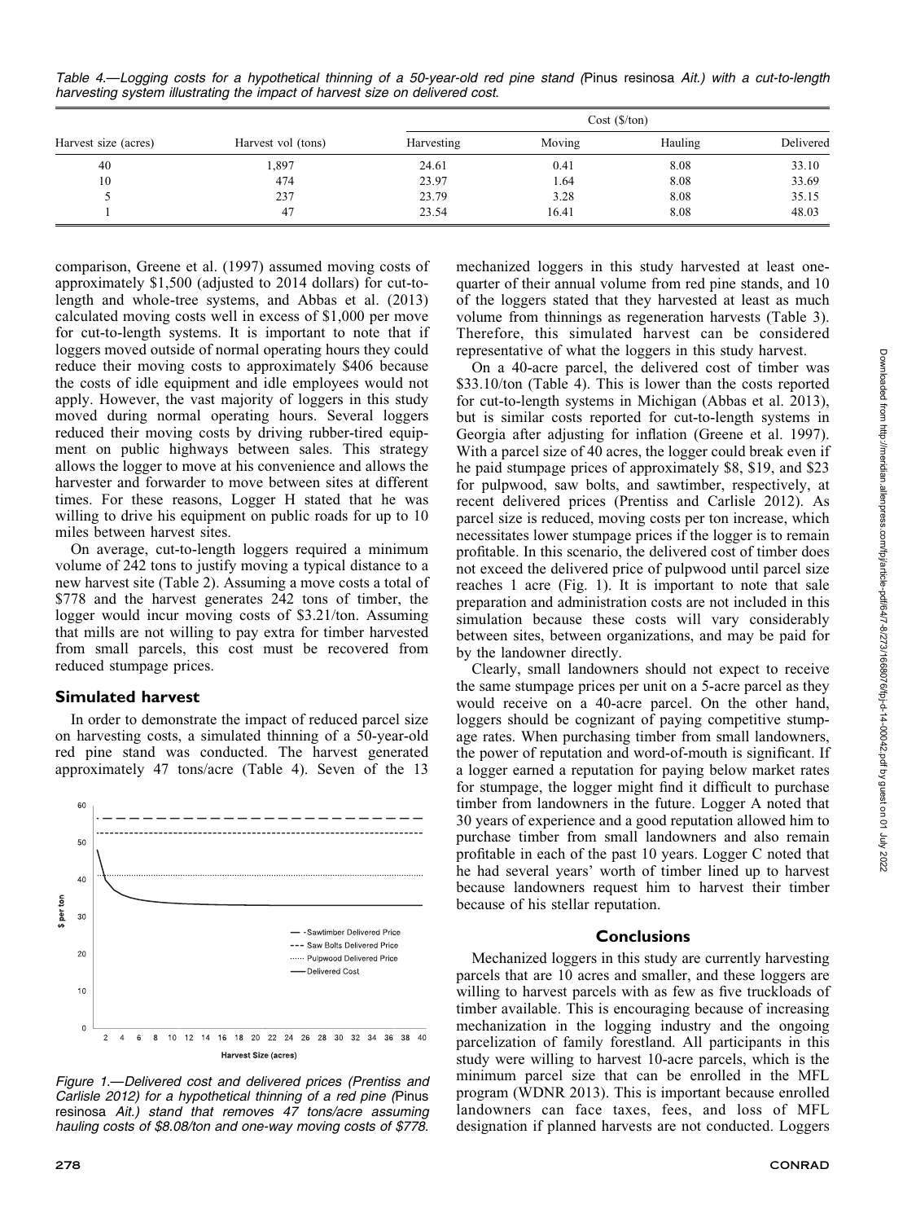Table 4.—Logging costs for a hypothetical thinning of a 50-year-old red pine stand (*Pinus resinosa* Ait.) with a cut-to-length harvesting system illustrating the impact of harvest size on delivered cost.

| Harvest size (acres) | Harvest vol (tons) | Cost ($/ton) | | | |
|---|---|---|---|---|---|
| | | Harvesting | Moving | Hauling | Delivered |
| 40 | 1,897 | 24.61 | 0.41 | 8.08 | 33.10 |
| 10 | 474 | 23.97 | 1.64 | 8.08 | 33.69 |
| 5 | 237 | 23.79 | 3.28 | 8.08 | 35.15 |
| 1 | 47 | 23.54 | 16.41 | 8.08 | 48.03 |

comparison, Greene et al. (1997) assumed moving costs of approximately $1,500 (adjusted to 2014 dollars) for cut-to-length and whole-tree systems, and Abbas et al. (2013) calculated moving costs well in excess of $1,000 per move for cut-to-length systems. It is important to note that if loggers moved outside of normal operating hours they could reduce their moving costs to approximately $406 because the costs of idle equipment and idle employees would not apply. However, the vast majority of loggers in this study moved during normal operating hours. Several loggers reduced their moving costs by driving rubber-tired equipment on public highways between sales. This strategy allows the logger to move at his convenience and allows the harvester and forwarder to move between sites at different times. For these reasons, Logger H stated that he was willing to drive his equipment on public roads for up to 10 miles between harvest sites.

On average, cut-to-length loggers required a minimum volume of 242 tons to justify moving a typical distance to a new harvest site (Table 2). Assuming a move costs a total of $778 and the harvest generates 242 tons of timber, the logger would incur moving costs of $3.21/ton. Assuming that mills are not willing to pay extra for timber harvested from small parcels, this cost must be recovered from reduced stumpage prices.

## Simulated harvest

In order to demonstrate the impact of reduced parcel size on harvesting costs, a simulated thinning of a 50-year-old red pine stand was conducted. The harvest generated approximately 47 tons/acre (Table 4). Seven of the 13 mechanized loggers in this study harvested at least one-quarter of their annual volume from red pine stands, and 10 of the loggers stated that they harvested at least as much volume from thinnings as regeneration harvests (Table 3). Therefore, this simulated harvest can be considered representative of what the loggers in this study harvest.

On a 40-acre parcel, the delivered cost of timber was $33.10/ton (Table 4). This is lower than the costs reported for cut-to-length systems in Michigan (Abbas et al. 2013), but is similar costs reported for cut-to-length systems in Georgia after adjusting for inflation (Greene et al. 1997). With a parcel size of 40 acres, the logger could break even if he paid stumpage prices of approximately $8, $19, and $23 for pulpwood, saw bolts, and sawtimber, respectively, at recent delivered prices (Prentiss and Carlisle 2012). As parcel size is reduced, moving costs per ton increase, which necessitates lower stumpage prices if the logger is to remain profitable. In this scenario, the delivered cost of timber does not exceed the delivered price of pulpwood until parcel size reaches 1 acre (Fig. 1). It is important to note that sale preparation and administration costs are not included in this simulation because these costs will vary considerably between sites, between organizations, and may be paid for by the landowner directly.

Figure 1.—Delivered cost and delivered prices (Prentiss and Carlisle 2012) for a hypothetical thinning of a red pine (*Pinus resinosa* Ait.) stand that removes 47 tons/acre assuming hauling costs of $8.08/ton and one-way moving costs of $778.

Clearly, small landowners should not expect to receive the same stumpage prices per unit on a 5-acre parcel as they would receive on a 40-acre parcel. On the other hand, loggers should be cognizant of paying competitive stumpage rates. When purchasing timber from small landowners, the power of reputation and word-of-mouth is significant. If a logger earned a reputation for paying below market rates for stumpage, the logger might find it difficult to purchase timber from landowners in the future. Logger A noted that 30 years of experience and a good reputation allowed him to purchase timber from small landowners and also remain profitable in each of the past 10 years. Logger C noted that he had several years' worth of timber lined up to harvest because landowners request him to harvest their timber because of his stellar reputation.

## Conclusions

Mechanized loggers in this study are currently harvesting parcels that are 10 acres and smaller, and these loggers are willing to harvest parcels with as few as five truckloads of timber available. This is encouraging because of increasing mechanization in the logging industry and the ongoing parcelization of family forestland. All participants in this study were willing to harvest 10-acre parcels, which is the minimum parcel size that can be enrolled in the MFL program (WDNR 2013). This is important because enrolled landowners can face taxes, fees, and loss of MFL designation if planned harvests are not conducted. Loggers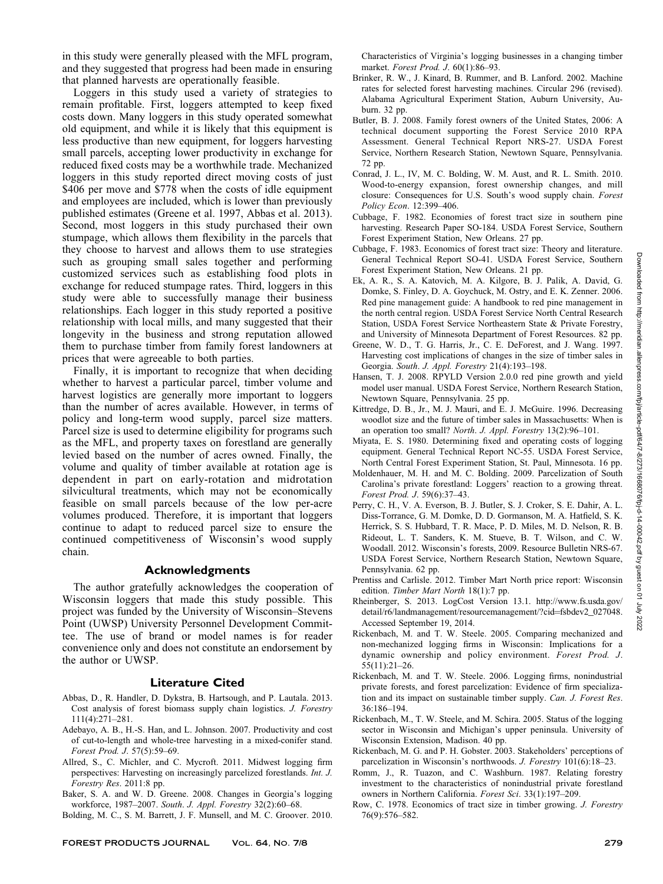in this study were generally pleased with the MFL program, and they suggested that progress had been made in ensuring that planned harvests are operationally feasible.

Loggers in this study used a variety of strategies to remain profitable. First, loggers attempted to keep fixed costs down. Many loggers in this study operated somewhat old equipment, and while it is likely that this equipment is less productive than new equipment, for loggers harvesting small parcels, accepting lower productivity in exchange for reduced fixed costs may be a worthwhile trade. Mechanized loggers in this study reported direct moving costs of just $406 per move and $778 when the costs of idle equipment and employees are included, which is lower than previously published estimates (Greene et al. 1997, Abbas et al. 2013). Second, most loggers in this study purchased their own stumpage, which allows them flexibility in the parcels that they choose to harvest and allows them to use strategies such as grouping small sales together and performing customized services such as establishing food plots in exchange for reduced stumpage rates. Third, loggers in this study were able to successfully manage their business relationships. Each logger in this study reported a positive relationship with local mills, and many suggested that their longevity in the business and strong reputation allowed them to purchase timber from family forest landowners at prices that were agreeable to both parties.

Finally, it is important to recognize that when deciding whether to harvest a particular parcel, timber volume and harvest logistics are generally more important to loggers than the number of acres available. However, in terms of policy and long-term wood supply, parcel size matters. Parcel size is used to determine eligibility for programs such as the MFL, and property taxes on forestland are generally levied based on the number of acres owned. Finally, the volume and quality of timber available at rotation age is dependent in part on early-rotation and midrotation silvicultural treatments, which may not be economically feasible on small parcels because of the low per-acre volumes produced. Therefore, it is important that loggers continue to adapt to reduced parcel size to ensure the continued competitiveness of Wisconsin's wood supply chain.

## Acknowledgments

The author gratefully acknowledges the cooperation of Wisconsin loggers that made this study possible. This project was funded by the University of Wisconsin–Stevens Point (UWSP) University Personnel Development Committee. The use of brand or model names is for reader convenience only and does not constitute an endorsement by the author or UWSP.

## Literature Cited

Abbas, D., R. Handler, D. Dykstra, B. Hartsough, and P. Lautala. 2013. Cost analysis of forest biomass supply chain logistics. *J. Forestry* 111(4):271–281.

Adebayo, A. B., H.-S. Han, and L. Johnson. 2007. Productivity and cost of cut-to-length and whole-tree harvesting in a mixed-conifer stand. *Forest Prod. J*. 57(5):59–69.

Allred, S., C. Michler, and C. Mycroft. 2011. Midwest logging firm perspectives: Harvesting on increasingly parcelized forestlands. *Int. J. Forestry Res*. 2011:8 pp.

Baker, S. A. and W. D. Greene. 2008. Changes in Georgia's logging workforce, 1987–2007. *South. J. Appl. Forestry* 32(2):60–68.

Bolding, M. C., S. M. Barrett, J. F. Munsell, and M. C. Groover. 2010. Characteristics of Virginia's logging businesses in a changing timber market. *Forest Prod. J*. 60(1):86–93.

Brinker, R. W., J. Kinard, B. Rummer, and B. Lanford. 2002. Machine rates for selected forest harvesting machines. Circular 296 (revised). Alabama Agricultural Experiment Station, Auburn University, Auburn. 32 pp.

Butler, B. J. 2008. Family forest owners of the United States, 2006: A technical document supporting the Forest Service 2010 RPA Assessment. General Technical Report NRS-27. USDA Forest Service, Northern Research Station, Newtown Square, Pennsylvania. 72 pp.

Conrad, J. L., IV, M. C. Bolding, W. M. Aust, and R. L. Smith. 2010. Wood-to-energy expansion, forest ownership changes, and mill closure: Consequences for U.S. South's wood supply chain. *Forest Policy Econ*. 12:399–406.

Cubbage, F. 1982. Economies of forest tract size in southern pine harvesting. Research Paper SO-184. USDA Forest Service, Southern Forest Experiment Station, New Orleans. 27 pp.

Cubbage, F. 1983. Economics of forest tract size: Theory and literature. General Technical Report SO-41. USDA Forest Service, Southern Forest Experiment Station, New Orleans. 21 pp.

Ek, A. R., S. A. Katovich, M. A. Kilgore, B. J. Palik, A. David, G. Domke, S. Finley, D. A. Goychuck, M. Ostry, and E. K. Zenner. 2006. Red pine management guide: A handbook to red pine management in the north central region. USDA Forest Service North Central Research Station, USDA Forest Service Northeastern State & Private Forestry, and University of Minnesota Department of Forest Resources. 82 pp.

Greene, W. D., T. G. Harris, Jr., C. E. DeForest, and J. Wang. 1997. Harvesting cost implications of changes in the size of timber sales in Georgia. *South. J. Appl. Forestry* 21(4):193–198.

Hansen, T. J. 2008. RPYLD Version 2.0.0 red pine growth and yield model user manual. USDA Forest Service, Northern Research Station, Newtown Square, Pennsylvania. 25 pp.

Kittredge, D. B., Jr., M. J. Mauri, and E. J. McGuire. 1996. Decreasing woodlot size and the future of timber sales in Massachusetts: When is an operation too small? *North. J. Appl. Forestry* 13(2):96–101.

Miyata, E. S. 1980. Determining fixed and operating costs of logging equipment. General Technical Report NC-55. USDA Forest Service, North Central Forest Experiment Station, St. Paul, Minnesota. 16 pp.

Moldenhauer, M. H. and M. C. Bolding. 2009. Parcelization of South Carolina's private forestland: Loggers' reaction to a growing threat. *Forest Prod. J*. 59(6):37–43.

Perry, C. H., V. A. Everson, B. J. Butler, S. J. Croker, S. E. Dahir, A. L. Diss-Torrance, G. M. Domke, D. D. Gormanson, M. A. Hatfield, S. K. Herrick, S. S. Hubbard, T. R. Mace, P. D. Miles, M. D. Nelson, R. B. Rideout, L. T. Sanders, K. M. Stueve, B. T. Wilson, and C. W. Woodall. 2012. Wisconsin's forests, 2009. Resource Bulletin NRS-67. USDA Forest Service, Northern Research Station, Newtown Square, Pennsylvania. 62 pp.

Prentiss and Carlisle. 2012. Timber Mart North price report: Wisconsin edition. *Timber Mart North* 18(1):7 pp.

Rheinberger, S. 2013. LogCost Version 13.1. http://www.fs.usda.gov/detail/r6/landmanagement/resourcemanagement/?cid=fsbdev2_027048. Accessed September 19, 2014.

Rickenbach, M. and T. W. Steele. 2005. Comparing mechanized and non-mechanized logging firms in Wisconsin: Implications for a dynamic ownership and policy environment. *Forest Prod. J*. 55(11):21–26.

Rickenbach, M. and T. W. Steele. 2006. Logging firms, nonindustrial private forests, and forest parcelization: Evidence of firm specialization and its impact on sustainable timber supply. *Can. J. Forest Res*. 36:186–194.

Rickenbach, M., T. W. Steele, and M. Schira. 2005. Status of the logging sector in Wisconsin and Michigan's upper peninsula. University of Wisconsin Extension, Madison. 40 pp.

Rickenbach, M. G. and P. H. Gobster. 2003. Stakeholders' perceptions of parcelization in Wisconsin's northwoods. *J. Forestry* 101(6):18–23.

Romm, J., R. Tuazon, and C. Washburn. 1987. Relating forestry investment to the characteristics of nonindustrial private forestland owners in Northern California. *Forest Sci*. 33(1):197–209.

Row, C. 1978. Economics of tract size in timber growing. *J. Forestry* 76(9):576–582.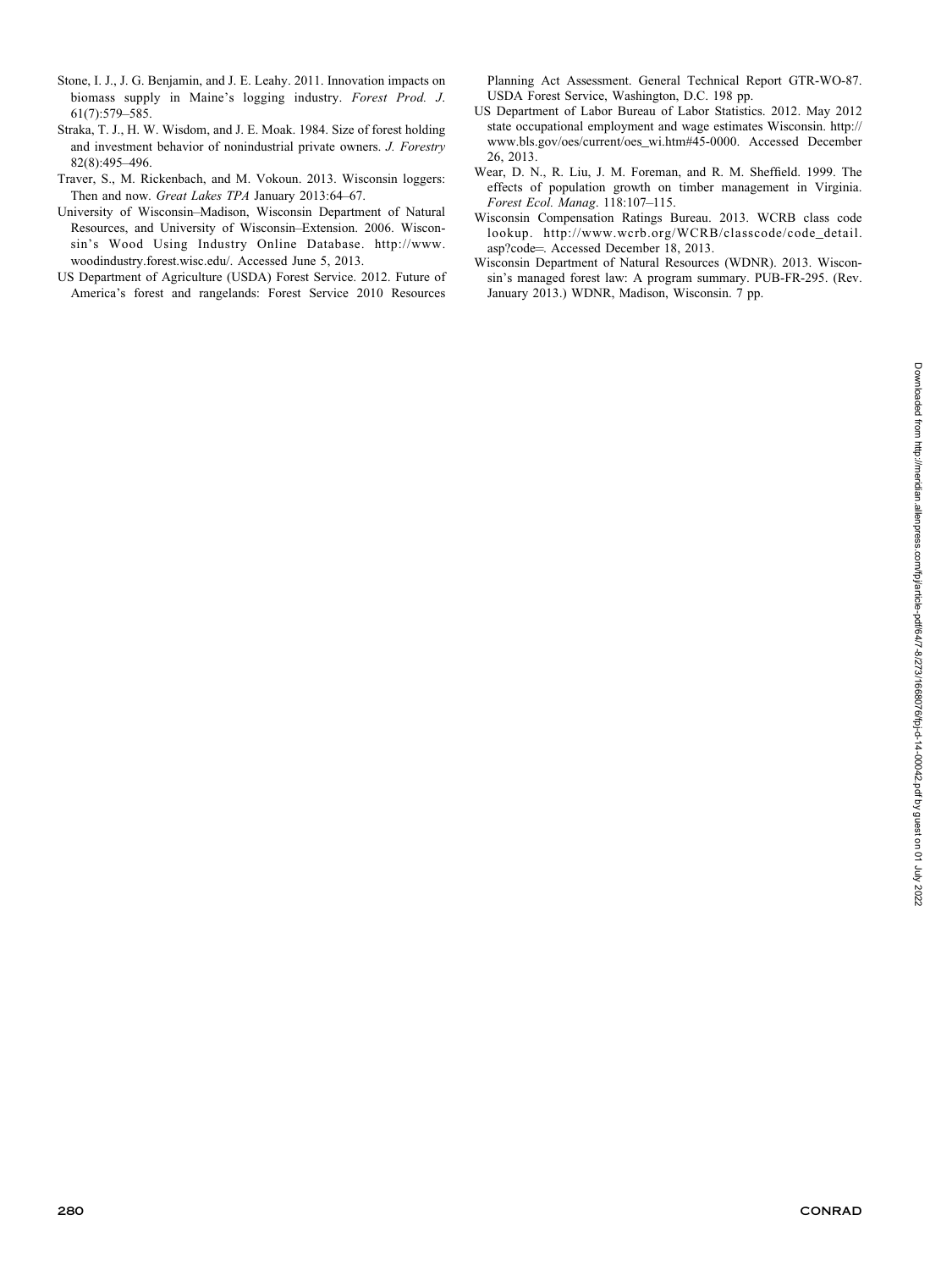Stone, I. J., J. G. Benjamin, and J. E. Leahy. 2011. Innovation impacts on biomass supply in Maine's logging industry. *Forest Prod. J.* 61(7):579–585.

Straka, T. J., H. W. Wisdom, and J. E. Moak. 1984. Size of forest holding and investment behavior of nonindustrial private owners. *J. Forestry* 82(8):495–496.

Traver, S., M. Rickenbach, and M. Vokoun. 2013. Wisconsin loggers: Then and now. *Great Lakes TPA* January 2013:64–67.

University of Wisconsin–Madison, Wisconsin Department of Natural Resources, and University of Wisconsin–Extension. 2006. Wisconsin's Wood Using Industry Online Database. http://www.woodindustry.forest.wisc.edu/. Accessed June 5, 2013.

US Department of Agriculture (USDA) Forest Service. 2012. Future of America's forest and rangelands: Forest Service 2010 Resources Planning Act Assessment. General Technical Report GTR-WO-87. USDA Forest Service, Washington, D.C. 198 pp.

US Department of Labor Bureau of Labor Statistics. 2012. May 2012 state occupational employment and wage estimates Wisconsin. http://www.bls.gov/oes/current/oes_wi.htm#45-0000. Accessed December 26, 2013.

Wear, D. N., R. Liu, J. M. Foreman, and R. M. Sheffield. 1999. The effects of population growth on timber management in Virginia. *Forest Ecol. Manag*. 118:107–115.

Wisconsin Compensation Ratings Bureau. 2013. WCRB class code lookup. http://www.wcrb.org/WCRB/classcode/code_detail.asp?code=. Accessed December 18, 2013.

Wisconsin Department of Natural Resources (WDNR). 2013. Wisconsin's managed forest law: A program summary. PUB-FR-295. (Rev. January 2013.) WDNR, Madison, Wisconsin. 7 pp.